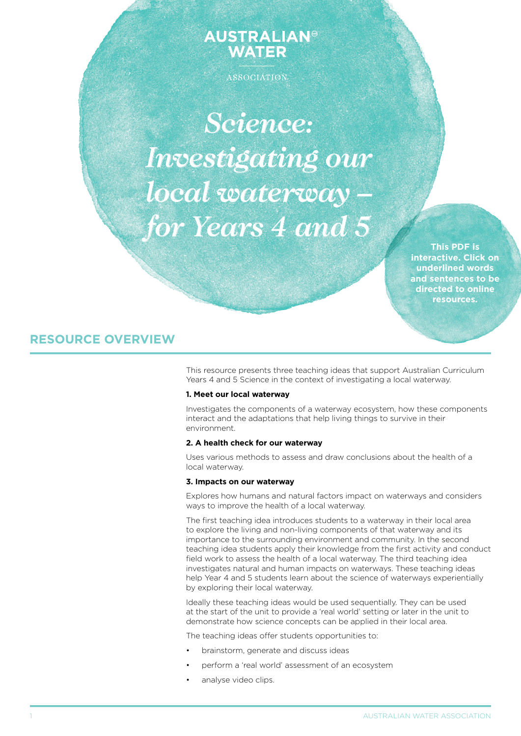AUSTRALIAN WATER ASSOCIATION

# Science: Investigating our local waterway – for Years 4 and 5

**This PDF is interactive. Click on underlined words and sentences to be directed to online resources.**

## RESOURCE OVERVIEW

This resource presents three teaching ideas that support Australian Curriculum Years 4 and 5 Science in the context of investigating a local waterway.

**1. Meet our local waterway**

Investigates the components of a waterway ecosystem, how these components interact and the adaptations that help living things to survive in their environment.

**2. A health check for our waterway**

Uses various methods to assess and draw conclusions about the health of a local waterway.

**3. Impacts on our waterway**

Explores how humans and natural factors impact on waterways and considers ways to improve the health of a local waterway.

The first teaching idea introduces students to a waterway in their local area to explore the living and non-living components of that waterway and its importance to the surrounding environment and community. In the second teaching idea students apply their knowledge from the first activity and conduct field work to assess the health of a local waterway. The third teaching idea investigates natural and human impacts on waterways. These teaching ideas help Year 4 and 5 students learn about the science of waterways experientially by exploring their local waterway.

Ideally these teaching ideas would be used sequentially. They can be used at the start of the unit to provide a 'real world' setting or later in the unit to demonstrate how science concepts can be applied in their local area.

The teaching ideas offer students opportunities to:

- brainstorm, generate and discuss ideas
- perform a 'real world' assessment of an ecosystem
- analyse video clips.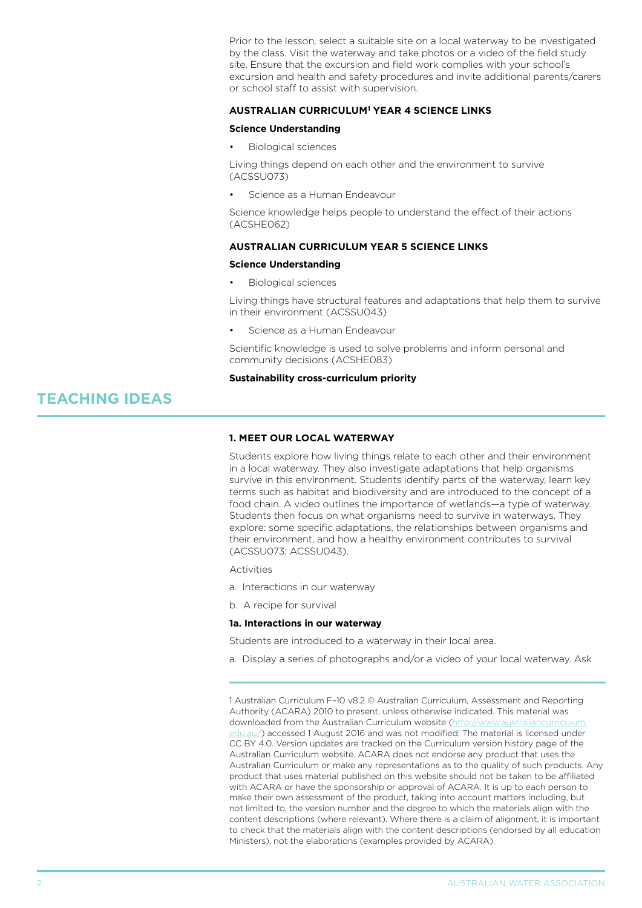Prior to the lesson, select a suitable site on a local waterway to be investigated by the class. Visit the waterway and take photos or a video of the field study site. Ensure that the excursion and field work complies with your school's excursion and health and safety procedures and invite additional parents/carers or school staff to assist with supervision.

#### AUSTRALIAN CURRICULUM[1] YEAR 4 SCIENCE LINKS

**Science Understanding**

- Biological sciences

Living things depend on each other and the environment to survive (ACSSU073)

- Science as a Human Endeavour

Science knowledge helps people to understand the effect of their actions (ACSHE062)

#### AUSTRALIAN CURRICULUM YEAR 5 SCIENCE LINKS

**Science Understanding**

- Biological sciences

Living things have structural features and adaptations that help them to survive in their environment (ACSSU043)

- Science as a Human Endeavour

Scientific knowledge is used to solve problems and inform personal and community decisions (ACSHE083)

**Sustainability cross-curriculum priority**

## TEACHING IDEAS

#### 1. MEET OUR LOCAL WATERWAY

Students explore how living things relate to each other and their environment in a local waterway. They also investigate adaptations that help organisms survive in this environment. Students identify parts of the waterway, learn key terms such as habitat and biodiversity and are introduced to the concept of a food chain. A video outlines the importance of wetlands—a type of waterway. Students then focus on what organisms need to survive in waterways. They explore: some specific adaptations, the relationships between organisms and their environment, and how a healthy environment contributes to survival (ACSSU073; ACSSU043).

Activities

a. Interactions in our waterway

b. A recipe for survival

**1a. Interactions in our waterway**

Students are introduced to a waterway in their local area.

a. Display a series of photographs and/or a video of your local waterway. Ask

---

1 Australian Curriculum F–10 v8.2 © Australian Curriculum, Assessment and Reporting Authority (ACARA) 2010 to present, unless otherwise indicated. This material was downloaded from the Australian Curriculum website (http://www.australiancurriculum.edu.au/) accessed 1 August 2016 and was not modified. The material is licensed under CC BY 4.0. Version updates are tracked on the Curriculum version history page of the Australian Curriculum website. ACARA does not endorse any product that uses the Australian Curriculum or make any representations as to the quality of such products. Any product that uses material published on this website should not be taken to be affiliated with ACARA or have the sponsorship or approval of ACARA. It is up to each person to make their own assessment of the product, taking into account matters including, but not limited to, the version number and the degree to which the materials align with the content descriptions (where relevant). Where there is a claim of alignment, it is important to check that the materials align with the content descriptions (endorsed by all education Ministers), not the elaborations (examples provided by ACARA).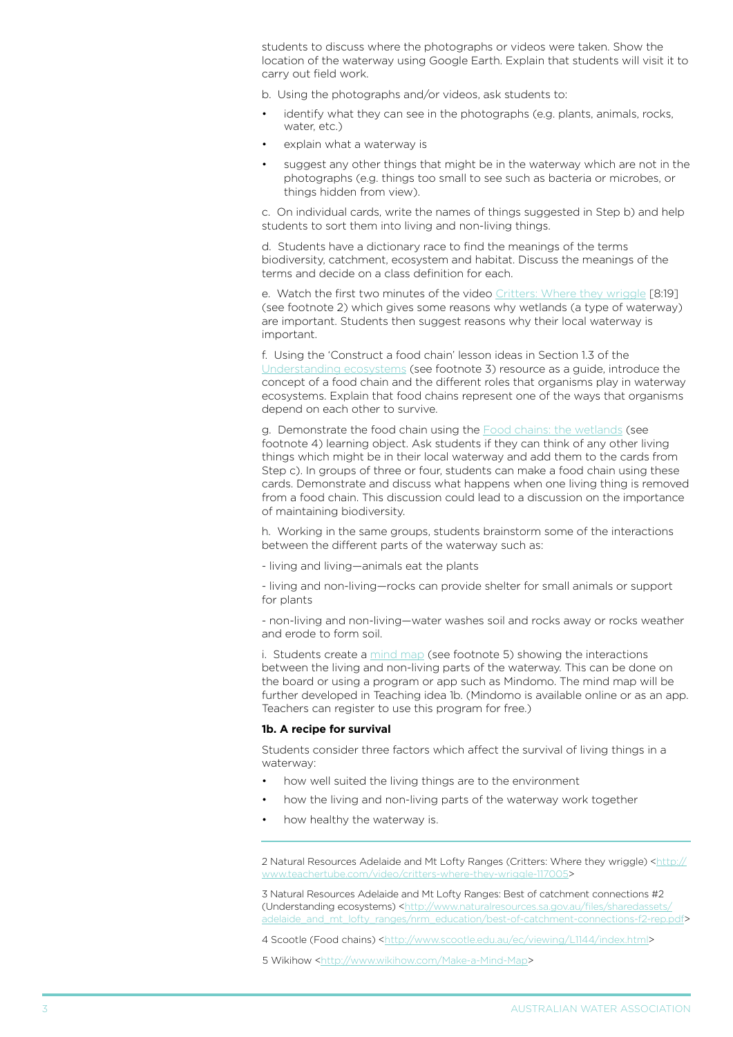students to discuss where the photographs or videos were taken. Show the location of the waterway using Google Earth. Explain that students will visit it to carry out field work.

b. Using the photographs and/or videos, ask students to:

- identify what they can see in the photographs (e.g. plants, animals, rocks, water, etc.)
- explain what a waterway is
- suggest any other things that might be in the waterway which are not in the photographs (e.g. things too small to see such as bacteria or microbes, or things hidden from view).

c. On individual cards, write the names of things suggested in Step b) and help students to sort them into living and non-living things.

d. Students have a dictionary race to find the meanings of the terms biodiversity, catchment, ecosystem and habitat. Discuss the meanings of the terms and decide on a class definition for each.

e. Watch the first two minutes of the video Critters: Where they wriggle [8:19] (see footnote 2) which gives some reasons why wetlands (a type of waterway) are important. Students then suggest reasons why their local waterway is important.

f. Using the 'Construct a food chain' lesson ideas in Section 1.3 of the Understanding ecosystems (see footnote 3) resource as a guide, introduce the concept of a food chain and the different roles that organisms play in waterway ecosystems. Explain that food chains represent one of the ways that organisms depend on each other to survive.

g. Demonstrate the food chain using the Food chains: the wetlands (see footnote 4) learning object. Ask students if they can think of any other living things which might be in their local waterway and add them to the cards from Step c). In groups of three or four, students can make a food chain using these cards. Demonstrate and discuss what happens when one living thing is removed from a food chain. This discussion could lead to a discussion on the importance of maintaining biodiversity.

h. Working in the same groups, students brainstorm some of the interactions between the different parts of the waterway such as:

- living and living—animals eat the plants

- living and non-living—rocks can provide shelter for small animals or support for plants

- non-living and non-living—water washes soil and rocks away or rocks weather and erode to form soil.

i. Students create a mind map (see footnote 5) showing the interactions between the living and non-living parts of the waterway. This can be done on the board or using a program or app such as Mindomo. The mind map will be further developed in Teaching idea 1b. (Mindomo is available online or as an app. Teachers can register to use this program for free.)

**1b. A recipe for survival**

Students consider three factors which affect the survival of living things in a waterway:

- how well suited the living things are to the environment
- how the living and non-living parts of the waterway work together
- how healthy the waterway is.

---

2 Natural Resources Adelaide and Mt Lofty Ranges (Critters: Where they wriggle) <http://www.teachertube.com/video/critters-where-they-wriggle-117005>

3 Natural Resources Adelaide and Mt Lofty Ranges: Best of catchment connections #2 (Understanding ecosystems) <http://www.naturalresources.sa.gov.au/files/sharedassets/adelaide_and_mt_lofty_ranges/nrm_education/best-of-catchment-connections-f2-rep.pdf>

4 Scootle (Food chains) <http://www.scootle.edu.au/ec/viewing/L1144/index.html>

5 Wikihow <http://www.wikihow.com/Make-a-Mind-Map>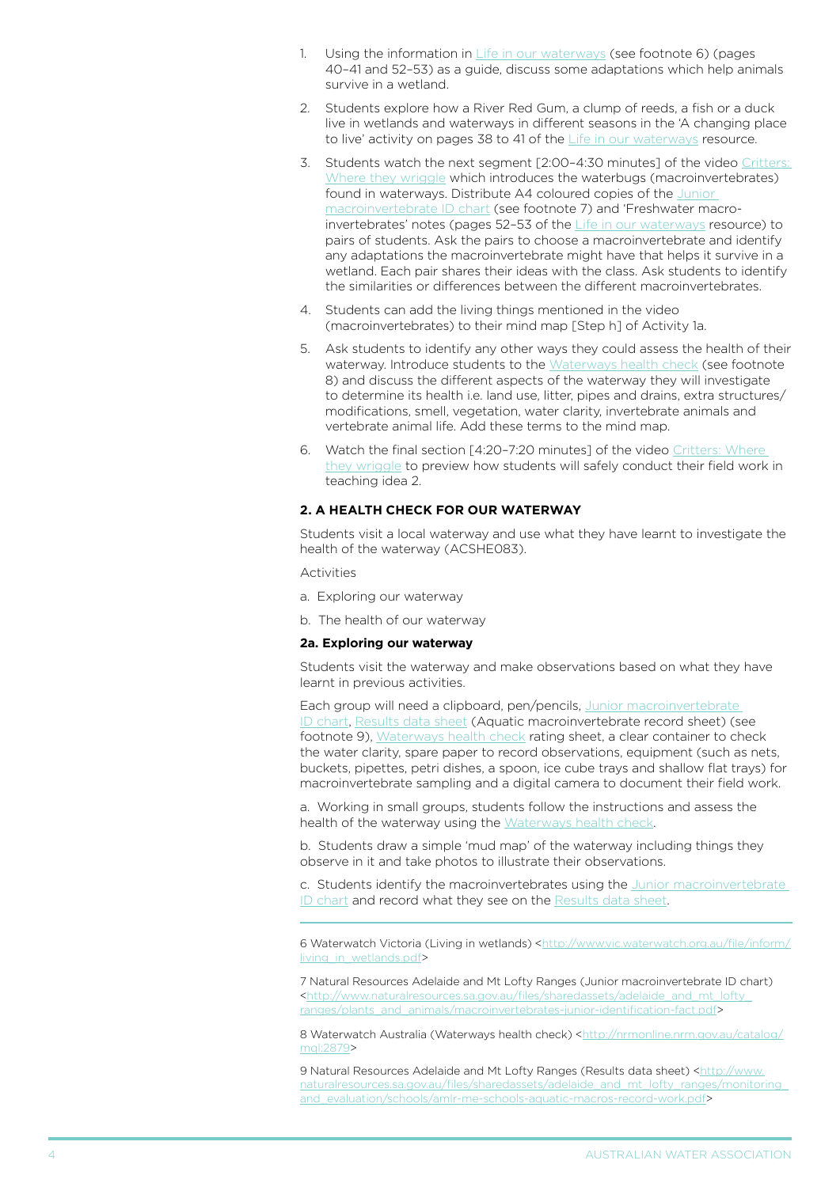1. Using the information in Life in our waterways (see footnote 6) (pages 40–41 and 52–53) as a guide, discuss some adaptations which help animals survive in a wetland.
2. Students explore how a River Red Gum, a clump of reeds, a fish or a duck live in wetlands and waterways in different seasons in the 'A changing place to live' activity on pages 38 to 41 of the Life in our waterways resource.
3. Students watch the next segment [2:00–4:30 minutes] of the video Critters: Where they wriggle which introduces the waterbugs (macroinvertebrates) found in waterways. Distribute A4 coloured copies of the Junior macroinvertebrate ID chart (see footnote 7) and 'Freshwater macro-invertebrates' notes (pages 52–53 of the Life in our waterways resource) to pairs of students. Ask the pairs to choose a macroinvertebrate and identify any adaptations the macroinvertebrate might have that helps it survive in a wetland. Each pair shares their ideas with the class. Ask students to identify the similarities or differences between the different macroinvertebrates.
4. Students can add the living things mentioned in the video (macroinvertebrates) to their mind map [Step h] of Activity 1a.
5. Ask students to identify any other ways they could assess the health of their waterway. Introduce students to the Waterways health check (see footnote 8) and discuss the different aspects of the waterway they will investigate to determine its health i.e. land use, litter, pipes and drains, extra structures/modifications, smell, vegetation, water clarity, invertebrate animals and vertebrate animal life. Add these terms to the mind map.
6. Watch the final section [4:20–7:20 minutes] of the video Critters: Where they wriggle to preview how students will safely conduct their field work in teaching idea 2.

**2. A HEALTH CHECK FOR OUR WATERWAY**

Students visit a local waterway and use what they have learnt to investigate the health of the waterway (ACSHE083).

Activities

a. Exploring our waterway

b. The health of our waterway

**2a. Exploring our waterway**

Students visit the waterway and make observations based on what they have learnt in previous activities.

Each group will need a clipboard, pen/pencils, Junior macroinvertebrate ID chart, Results data sheet (Aquatic macroinvertebrate record sheet) (see footnote 9), Waterways health check rating sheet, a clear container to check the water clarity, spare paper to record observations, equipment (such as nets, buckets, pipettes, petri dishes, a spoon, ice cube trays and shallow flat trays) for macroinvertebrate sampling and a digital camera to document their field work.

a. Working in small groups, students follow the instructions and assess the health of the waterway using the Waterways health check.

b. Students draw a simple 'mud map' of the waterway including things they observe in it and take photos to illustrate their observations.

c. Students identify the macroinvertebrates using the Junior macroinvertebrate ID chart and record what they see on the Results data sheet.

---

6 Waterwatch Victoria (Living in wetlands) <http://www.vic.waterwatch.org.au/file/inform/living_in_wetlands.pdf>

7 Natural Resources Adelaide and Mt Lofty Ranges (Junior macroinvertebrate ID chart) <http://www.naturalresources.sa.gov.au/files/sharedassets/adelaide_and_mt_lofty_ranges/plants_and_animals/macroinvertebrates-junior-identification-fact.pdf>

8 Waterwatch Australia (Waterways health check) <http://nrmonline.nrm.gov.au/catalog/mql:2879>

9 Natural Resources Adelaide and Mt Lofty Ranges (Results data sheet) <http://www.naturalresources.sa.gov.au/files/sharedassets/adelaide_and_mt_lofty_ranges/monitoring_and_evaluation/schools/amlr-me-schools-aquatic-macros-record-work.pdf>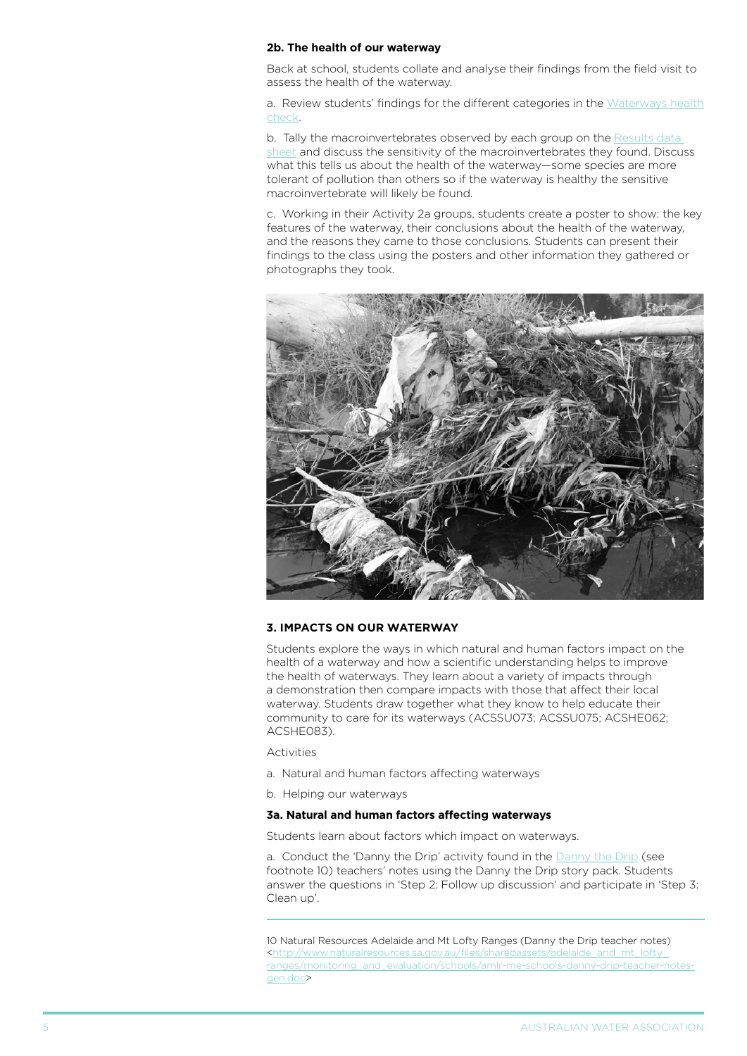**2b. The health of our waterway**

Back at school, students collate and analyse their findings from the field visit to assess the health of the waterway.

a. Review students' findings for the different categories in the Waterways health check.

b. Tally the macroinvertebrates observed by each group on the Results data sheet and discuss the sensitivity of the macroinvertebrates they found. Discuss what this tells us about the health of the waterway—some species are more tolerant of pollution than others so if the waterway is healthy the sensitive macroinvertebrate will likely be found.

c. Working in their Activity 2a groups, students create a poster to show: the key features of the waterway, their conclusions about the health of the waterway, and the reasons they came to those conclusions. Students can present their findings to the class using the posters and other information they gathered or photographs they took.

## 3. IMPACTS ON OUR WATERWAY

Students explore the ways in which natural and human factors impact on the health of a waterway and how a scientific understanding helps to improve the health of waterways. They learn about a variety of impacts through a demonstration then compare impacts with those that affect their local waterway. Students draw together what they know to help educate their community to care for its waterways (ACSSU073; ACSSU075; ACSHE062; ACSHE083).

Activities

a. Natural and human factors affecting waterways

b. Helping our waterways

**3a. Natural and human factors affecting waterways**

Students learn about factors which impact on waterways.

a. Conduct the 'Danny the Drip' activity found in the Danny the Drip (see footnote 10) teachers' notes using the Danny the Drip story pack. Students answer the questions in 'Step 2: Follow up discussion' and participate in 'Step 3: Clean up'.

---

10 Natural Resources Adelaide and Mt Lofty Ranges (Danny the Drip teacher notes) <http://www.naturalresources.sa.gov.au/files/sharedassets/adelaide_and_mt_lofty_ranges/monitoring_and_evaluation/schools/amlr-me-schools-danny-drip-teacher-notes-gen.doc>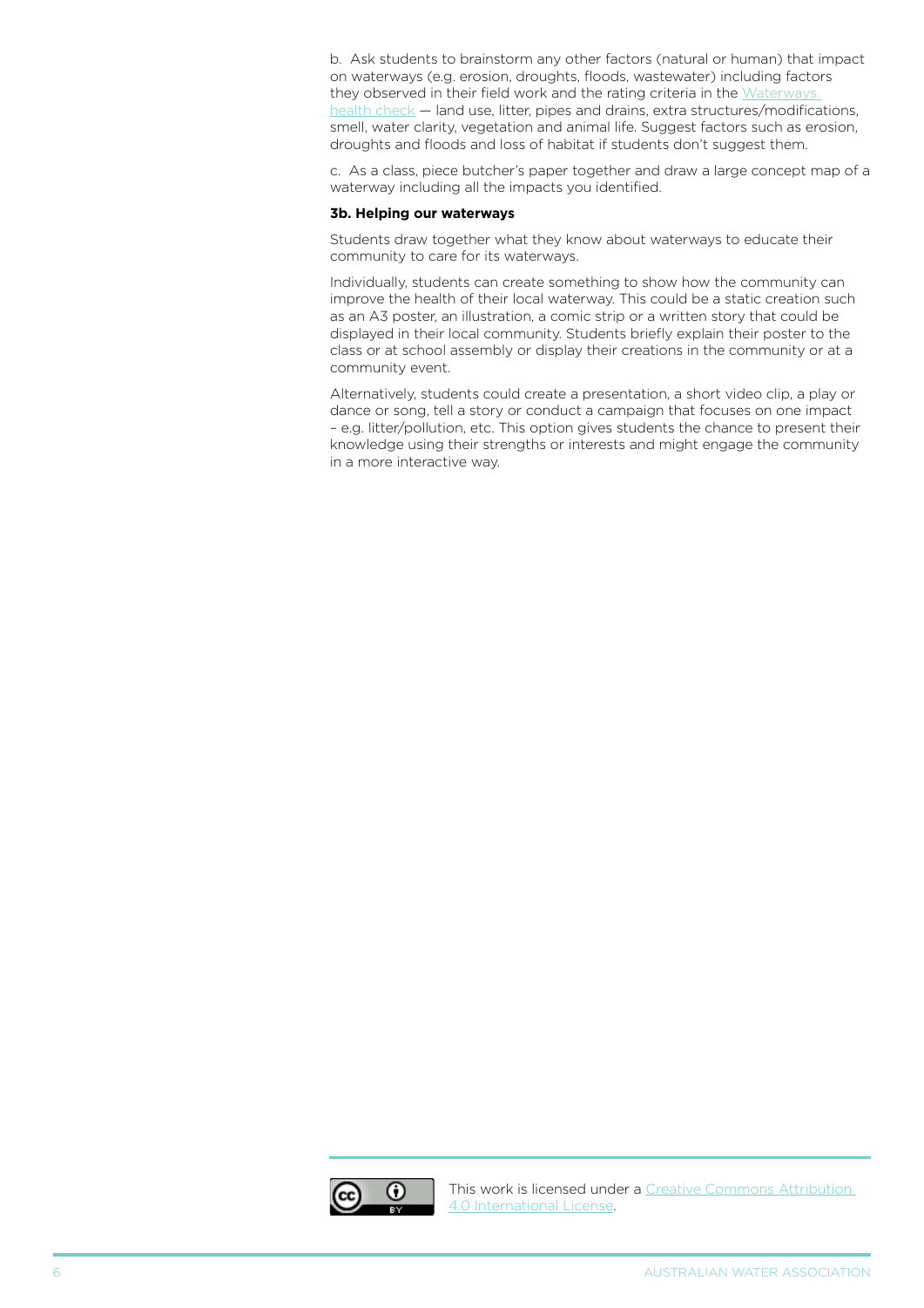b. Ask students to brainstorm any other factors (natural or human) that impact on waterways (e.g. erosion, droughts, floods, wastewater) including factors they observed in their field work and the rating criteria in the Waterways health check — land use, litter, pipes and drains, extra structures/modifications, smell, water clarity, vegetation and animal life. Suggest factors such as erosion, droughts and floods and loss of habitat if students don't suggest them.

c. As a class, piece butcher's paper together and draw a large concept map of a waterway including all the impacts you identified.

**3b. Helping our waterways**

Students draw together what they know about waterways to educate their community to care for its waterways.

Individually, students can create something to show how the community can improve the health of their local waterway. This could be a static creation such as an A3 poster, an illustration, a comic strip or a written story that could be displayed in their local community. Students briefly explain their poster to the class or at school assembly or display their creations in the community or at a community event.

Alternatively, students could create a presentation, a short video clip, a play or dance or song, tell a story or conduct a campaign that focuses on one impact – e.g. litter/pollution, etc. This option gives students the chance to present their knowledge using their strengths or interests and might engage the community in a more interactive way.

This work is licensed under a Creative Commons Attribution 4.0 International License.